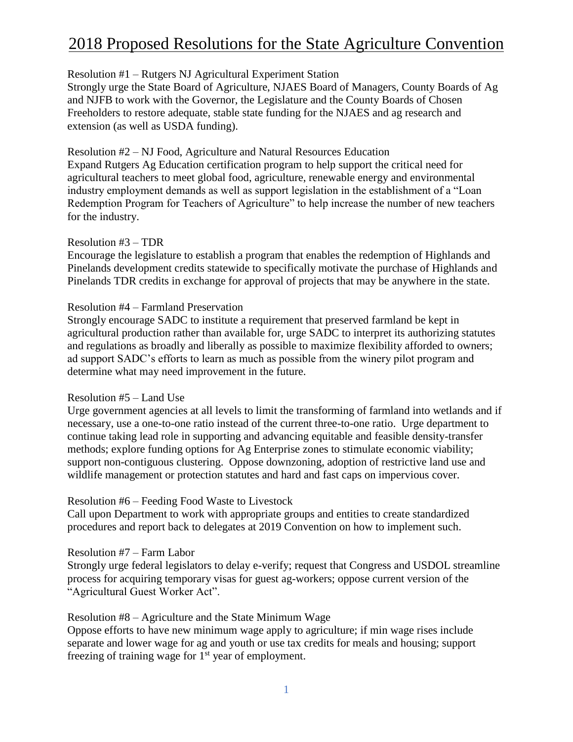# 2018 Proposed Resolutions for the State Agriculture Convention

Resolution #1 – Rutgers NJ Agricultural Experiment Station
Strongly urge the State Board of Agriculture, NJAES Board of Managers, County Boards of Ag and NJFB to work with the Governor, the Legislature and the County Boards of Chosen Freeholders to restore adequate, stable state funding for the NJAES and ag research and extension (as well as USDA funding).

Resolution #2 – NJ Food, Agriculture and Natural Resources Education
Expand Rutgers Ag Education certification program to help support the critical need for agricultural teachers to meet global food, agriculture, renewable energy and environmental industry employment demands as well as support legislation in the establishment of a "Loan Redemption Program for Teachers of Agriculture" to help increase the number of new teachers for the industry.

Resolution #3 – TDR
Encourage the legislature to establish a program that enables the redemption of Highlands and Pinelands development credits statewide to specifically motivate the purchase of Highlands and Pinelands TDR credits in exchange for approval of projects that may be anywhere in the state.

Resolution #4 – Farmland Preservation
Strongly encourage SADC to institute a requirement that preserved farmland be kept in agricultural production rather than available for, urge SADC to interpret its authorizing statutes and regulations as broadly and liberally as possible to maximize flexibility afforded to owners; ad support SADC's efforts to learn as much as possible from the winery pilot program and determine what may need improvement in the future.

Resolution #5 – Land Use
Urge government agencies at all levels to limit the transforming of farmland into wetlands and if necessary, use a one-to-one ratio instead of the current three-to-one ratio. Urge department to continue taking lead role in supporting and advancing equitable and feasible density-transfer methods; explore funding options for Ag Enterprise zones to stimulate economic viability; support non-contiguous clustering. Oppose downzoning, adoption of restrictive land use and wildlife management or protection statutes and hard and fast caps on impervious cover.

Resolution #6 – Feeding Food Waste to Livestock
Call upon Department to work with appropriate groups and entities to create standardized procedures and report back to delegates at 2019 Convention on how to implement such.

Resolution #7 – Farm Labor
Strongly urge federal legislators to delay e-verify; request that Congress and USDOL streamline process for acquiring temporary visas for guest ag-workers; oppose current version of the "Agricultural Guest Worker Act".

Resolution #8 – Agriculture and the State Minimum Wage
Oppose efforts to have new minimum wage apply to agriculture; if min wage rises include separate and lower wage for ag and youth or use tax credits for meals and housing; support freezing of training wage for 1st year of employment.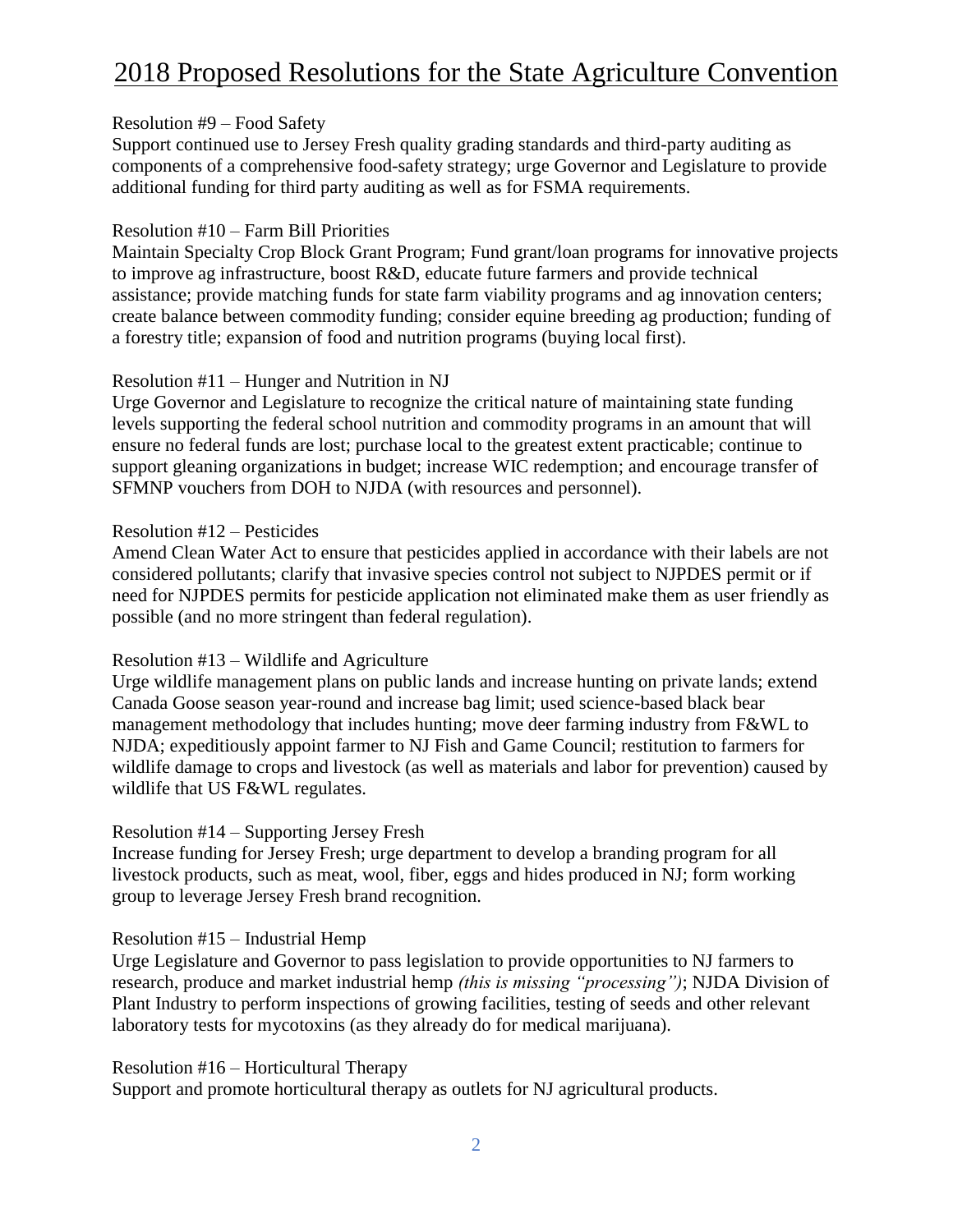# 2018 Proposed Resolutions for the State Agriculture Convention

Resolution #9 – Food Safety

Support continued use to Jersey Fresh quality grading standards and third-party auditing as components of a comprehensive food-safety strategy; urge Governor and Legislature to provide additional funding for third party auditing as well as for FSMA requirements.

Resolution #10 – Farm Bill Priorities

Maintain Specialty Crop Block Grant Program; Fund grant/loan programs for innovative projects to improve ag infrastructure, boost R&D, educate future farmers and provide technical assistance; provide matching funds for state farm viability programs and ag innovation centers; create balance between commodity funding; consider equine breeding ag production; funding of a forestry title; expansion of food and nutrition programs (buying local first).

Resolution #11 – Hunger and Nutrition in NJ

Urge Governor and Legislature to recognize the critical nature of maintaining state funding levels supporting the federal school nutrition and commodity programs in an amount that will ensure no federal funds are lost; purchase local to the greatest extent practicable; continue to support gleaning organizations in budget; increase WIC redemption; and encourage transfer of SFMNP vouchers from DOH to NJDA (with resources and personnel).

Resolution #12 – Pesticides

Amend Clean Water Act to ensure that pesticides applied in accordance with their labels are not considered pollutants; clarify that invasive species control not subject to NJPDES permit or if need for NJPDES permits for pesticide application not eliminated make them as user friendly as possible (and no more stringent than federal regulation).

Resolution #13 – Wildlife and Agriculture

Urge wildlife management plans on public lands and increase hunting on private lands; extend Canada Goose season year-round and increase bag limit; used science-based black bear management methodology that includes hunting; move deer farming industry from F&WL to NJDA; expeditiously appoint farmer to NJ Fish and Game Council; restitution to farmers for wildlife damage to crops and livestock (as well as materials and labor for prevention) caused by wildlife that US F&WL regulates.

Resolution #14 – Supporting Jersey Fresh

Increase funding for Jersey Fresh; urge department to develop a branding program for all livestock products, such as meat, wool, fiber, eggs and hides produced in NJ; form working group to leverage Jersey Fresh brand recognition.

Resolution #15 – Industrial Hemp

Urge Legislature and Governor to pass legislation to provide opportunities to NJ farmers to research, produce and market industrial hemp *(this is missing "processing")*; NJDA Division of Plant Industry to perform inspections of growing facilities, testing of seeds and other relevant laboratory tests for mycotoxins (as they already do for medical marijuana).

Resolution #16 – Horticultural Therapy

Support and promote horticultural therapy as outlets for NJ agricultural products.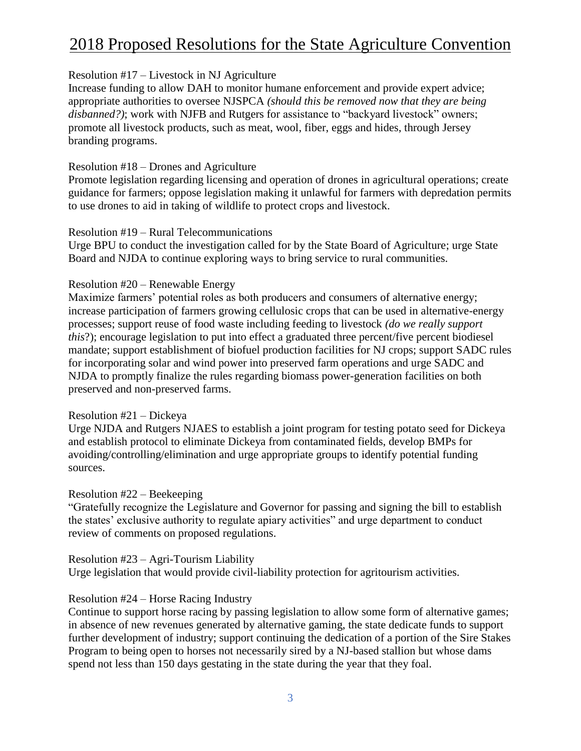# 2018 Proposed Resolutions for the State Agriculture Convention

Resolution #17 – Livestock in NJ Agriculture
Increase funding to allow DAH to monitor humane enforcement and provide expert advice; appropriate authorities to oversee NJSPCA *(should this be removed now that they are being disbanned?)*; work with NJFB and Rutgers for assistance to "backyard livestock" owners; promote all livestock products, such as meat, wool, fiber, eggs and hides, through Jersey branding programs.

Resolution #18 – Drones and Agriculture
Promote legislation regarding licensing and operation of drones in agricultural operations; create guidance for farmers; oppose legislation making it unlawful for farmers with depredation permits to use drones to aid in taking of wildlife to protect crops and livestock.

Resolution #19 – Rural Telecommunications
Urge BPU to conduct the investigation called for by the State Board of Agriculture; urge State Board and NJDA to continue exploring ways to bring service to rural communities.

Resolution #20 – Renewable Energy
Maximize farmers' potential roles as both producers and consumers of alternative energy; increase participation of farmers growing cellulosic crops that can be used in alternative-energy processes; support reuse of food waste including feeding to livestock *(do we really support this*?); encourage legislation to put into effect a graduated three percent/five percent biodiesel mandate; support establishment of biofuel production facilities for NJ crops; support SADC rules for incorporating solar and wind power into preserved farm operations and urge SADC and NJDA to promptly finalize the rules regarding biomass power-generation facilities on both preserved and non-preserved farms.

Resolution #21 – Dickeya
Urge NJDA and Rutgers NJAES to establish a joint program for testing potato seed for Dickeya and establish protocol to eliminate Dickeya from contaminated fields, develop BMPs for avoiding/controlling/elimination and urge appropriate groups to identify potential funding sources.

Resolution #22 – Beekeeping
"Gratefully recognize the Legislature and Governor for passing and signing the bill to establish the states' exclusive authority to regulate apiary activities" and urge department to conduct review of comments on proposed regulations.

Resolution #23 – Agri-Tourism Liability
Urge legislation that would provide civil-liability protection for agritourism activities.

Resolution #24 – Horse Racing Industry
Continue to support horse racing by passing legislation to allow some form of alternative games; in absence of new revenues generated by alternative gaming, the state dedicate funds to support further development of industry; support continuing the dedication of a portion of the Sire Stakes Program to being open to horses not necessarily sired by a NJ-based stallion but whose dams spend not less than 150 days gestating in the state during the year that they foal.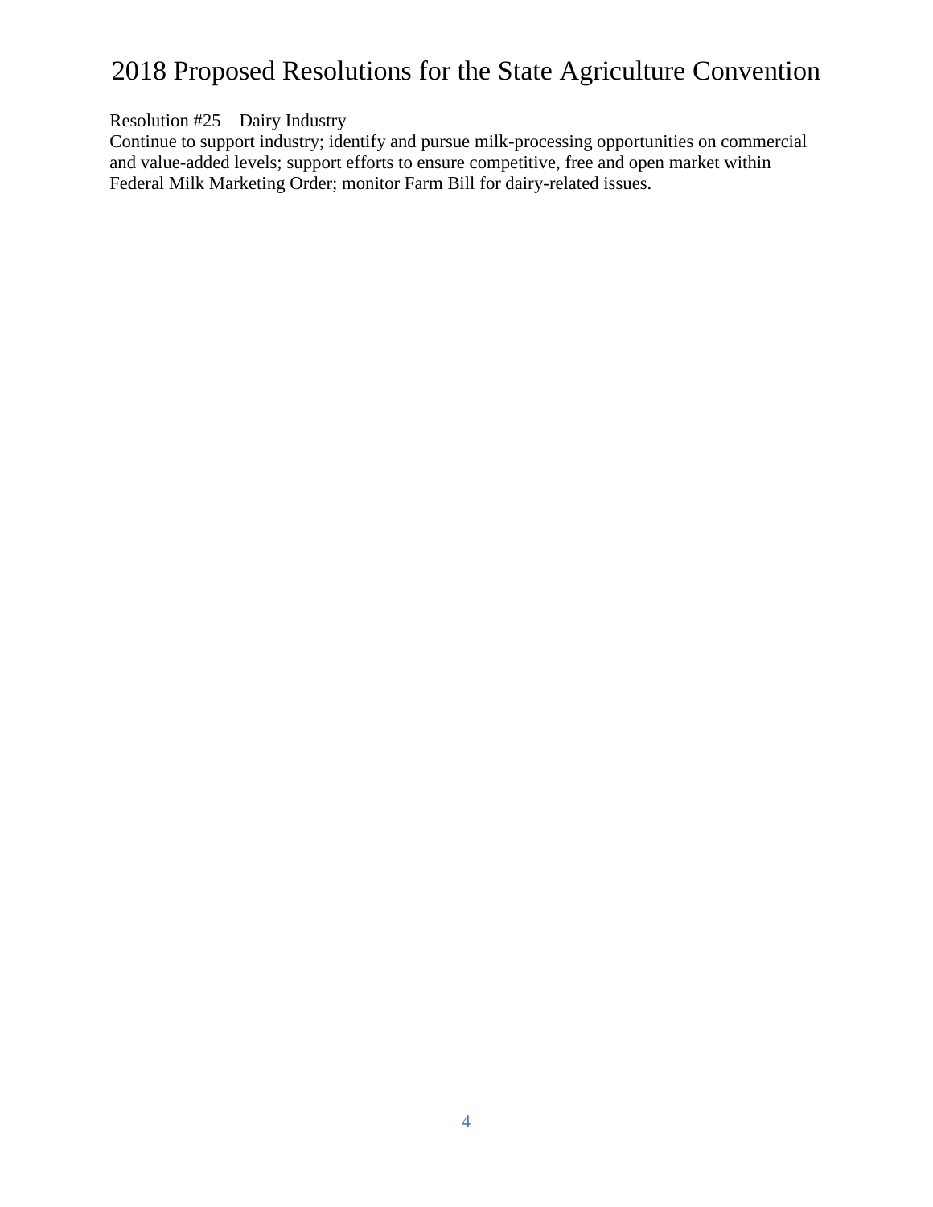# 2018 Proposed Resolutions for the State Agriculture Convention

Resolution #25 – Dairy Industry
Continue to support industry; identify and pursue milk-processing opportunities on commercial and value-added levels; support efforts to ensure competitive, free and open market within Federal Milk Marketing Order; monitor Farm Bill for dairy-related issues.